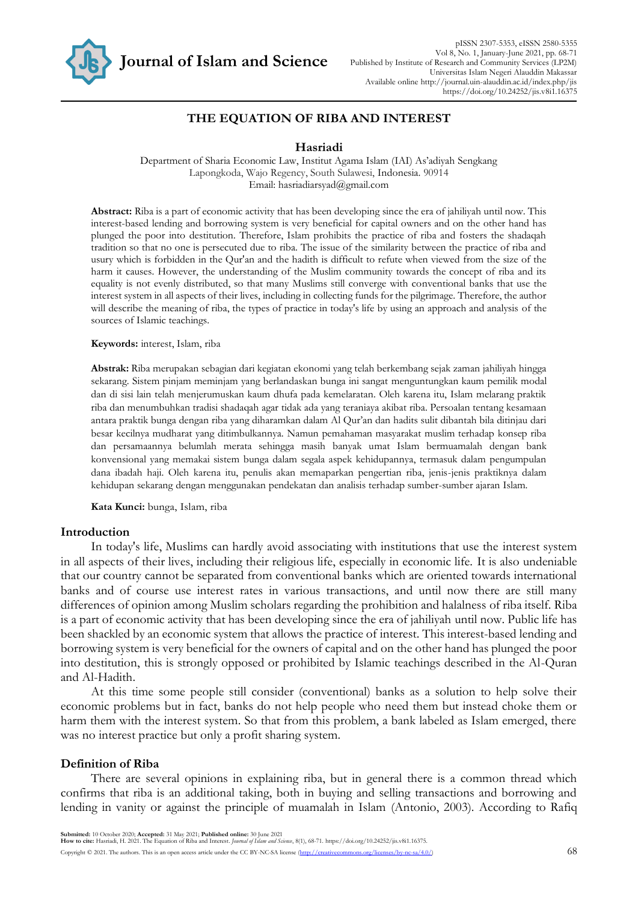# THE EQUATION OF RIBA AND INTEREST

**Hasriadi**

Department of Sharia Economic Law, Institut Agama Islam (IAI) As'adiyah Sengkang
Lapongkoda, Wajo Regency, South Sulawesi, Indonesia. 90914
Email: hasriadiarsyad@gmail.com

**Abstract:** Riba is a part of economic activity that has been developing since the era of jahiliyah until now. This interest-based lending and borrowing system is very beneficial for capital owners and on the other hand has plunged the poor into destitution. Therefore, Islam prohibits the practice of riba and fosters the shadaqah tradition so that no one is persecuted due to riba. The issue of the similarity between the practice of riba and usury which is forbidden in the Qur'an and the hadith is difficult to refute when viewed from the size of the harm it causes. However, the understanding of the Muslim community towards the concept of riba and its equality is not evenly distributed, so that many Muslims still converge with conventional banks that use the interest system in all aspects of their lives, including in collecting funds for the pilgrimage. Therefore, the author will describe the meaning of riba, the types of practice in today's life by using an approach and analysis of the sources of Islamic teachings.

**Keywords:** interest, Islam, riba

**Abstrak:** Riba merupakan sebagian dari kegiatan ekonomi yang telah berkembang sejak zaman jahiliyah hingga sekarang. Sistem pinjam meminjam yang berlandaskan bunga ini sangat menguntungkan kaum pemilik modal dan di sisi lain telah menjerumuskan kaum dhufa pada kemelaratan. Oleh karena itu, Islam melarang praktik riba dan menumbuhkan tradisi shadaqah agar tidak ada yang teraniaya akibat riba. Persoalan tentang kesamaan antara praktik bunga dengan riba yang diharamkan dalam Al Qur'an dan hadits sulit dibantah bila ditinjau dari besar kecilnya mudharat yang ditimbulkannya. Namun pemahaman masyarakat muslim terhadap konsep riba dan persamaannya belumlah merata sehingga masih banyak umat Islam bermuamalah dengan bank konvensional yang memakai sistem bunga dalam segala aspek kehidupannya, termasuk dalam pengumpulan dana ibadah haji. Oleh karena itu, penulis akan memaparkan pengertian riba, jenis-jenis praktiknya dalam kehidupan sekarang dengan menggunakan pendekatan dan analisis terhadap sumber-sumber ajaran Islam.

**Kata Kunci:** bunga, Islam, riba

## Introduction

In today's life, Muslims can hardly avoid associating with institutions that use the interest system in all aspects of their lives, including their religious life, especially in economic life. It is also undeniable that our country cannot be separated from conventional banks which are oriented towards international banks and of course use interest rates in various transactions, and until now there are still many differences of opinion among Muslim scholars regarding the prohibition and halalness of riba itself. Riba is a part of economic activity that has been developing since the era of jahiliyah until now. Public life has been shackled by an economic system that allows the practice of interest. This interest-based lending and borrowing system is very beneficial for the owners of capital and on the other hand has plunged the poor into destitution, this is strongly opposed or prohibited by Islamic teachings described in the Al-Quran and Al-Hadith.

At this time some people still consider (conventional) banks as a solution to help solve their economic problems but in fact, banks do not help people who need them but instead choke them or harm them with the interest system. So that from this problem, a bank labeled as Islam emerged, there was no interest practice but only a profit sharing system.

## Definition of Riba

There are several opinions in explaining riba, but in general there is a common thread which confirms that riba is an additional taking, both in buying and selling transactions and borrowing and lending in vanity or against the principle of muamalah in Islam (Antonio, 2003). According to Rafiq

**Submitted:** 10 October 2020; **Accepted:** 31 May 2021; **Published online:** 30 June 2021
**How to cite:** Hasriadi, H. 2021. The Equation of Riba and Interest. *Journal of Islam and Science*, 8(1), 68-71. https://doi.org/10.24252/jis.v8i1.16375.

Copyright © 2021. The authors. This is an open access article under the CC BY-NC-SA license (http://creativecommons.org/licenses/by-nc-sa/4.0/)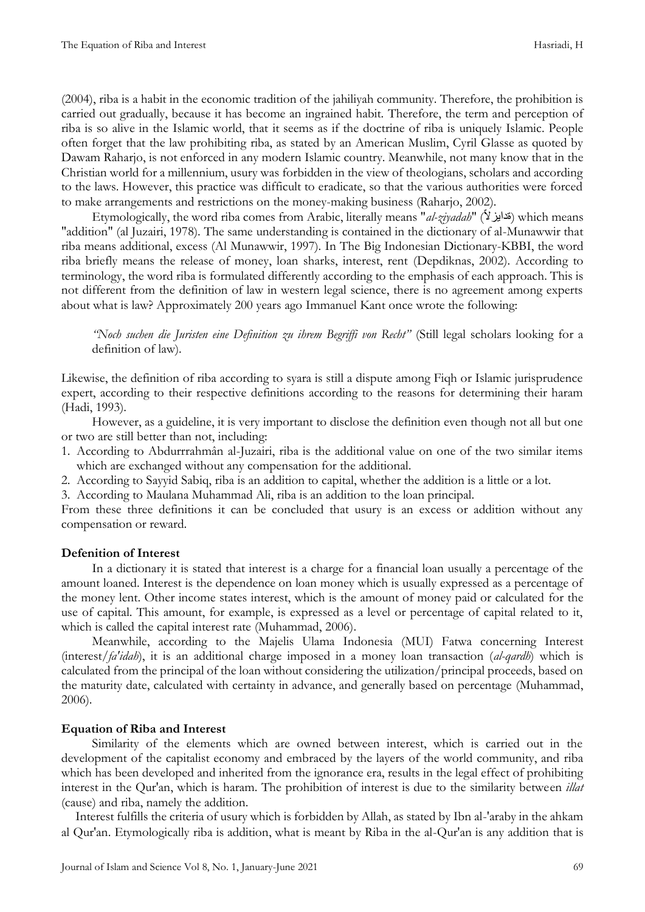(2004), riba is a habit in the economic tradition of the jahiliyah community. Therefore, the prohibition is carried out gradually, because it has become an ingrained habit. Therefore, the term and perception of riba is so alive in the Islamic world, that it seems as if the doctrine of riba is uniquely Islamic. People often forget that the law prohibiting riba, as stated by an American Muslim, Cyril Glasse as quoted by Dawam Raharjo, is not enforced in any modern Islamic country. Meanwhile, not many know that in the Christian world for a millennium, usury was forbidden in the view of theologians, scholars and according to the laws. However, this practice was difficult to eradicate, so that the various authorities were forced to make arrangements and restrictions on the money-making business (Raharjo, 2002).

Etymologically, the word riba comes from Arabic, literally means "*al-ziyadah*" (ةدايزلأ) which means "addition" (al Juzairi, 1978). The same understanding is contained in the dictionary of al-Munawwir that riba means additional, excess (Al Munawwir, 1997). In The Big Indonesian Dictionary-KBBI, the word riba briefly means the release of money, loan sharks, interest, rent (Depdiknas, 2002). According to terminology, the word riba is formulated differently according to the emphasis of each approach. This is not different from the definition of law in western legal science, there is no agreement among experts about what is law? Approximately 200 years ago Immanuel Kant once wrote the following:

> *"Noch suchen die Juristen eine Definition zu ihrem Begriffi von Recht"* (Still legal scholars looking for a definition of law).

Likewise, the definition of riba according to syara is still a dispute among Fiqh or Islamic jurisprudence expert, according to their respective definitions according to the reasons for determining their haram (Hadi, 1993).

However, as a guideline, it is very important to disclose the definition even though not all but one or two are still better than not, including:

1. According to Abdurrrahmân al-Juzairi, riba is the additional value on one of the two similar items which are exchanged without any compensation for the additional.
2. According to Sayyid Sabiq, riba is an addition to capital, whether the addition is a little or a lot.
3. According to Maulana Muhammad Ali, riba is an addition to the loan principal.

From these three definitions it can be concluded that usury is an excess or addition without any compensation or reward.

**Defenition of Interest**

In a dictionary it is stated that interest is a charge for a financial loan usually a percentage of the amount loaned. Interest is the dependence on loan money which is usually expressed as a percentage of the money lent. Other income states interest, which is the amount of money paid or calculated for the use of capital. This amount, for example, is expressed as a level or percentage of capital related to it, which is called the capital interest rate (Muhammad, 2006).

Meanwhile, according to the Majelis Ulama Indonesia (MUI) Fatwa concerning Interest (interest/*fa'idah*), it is an additional charge imposed in a money loan transaction (*al-qardh*) which is calculated from the principal of the loan without considering the utilization/principal proceeds, based on the maturity date, calculated with certainty in advance, and generally based on percentage (Muhammad, 2006).

**Equation of Riba and Interest**

Similarity of the elements which are owned between interest, which is carried out in the development of the capitalist economy and embraced by the layers of the world community, and riba which has been developed and inherited from the ignorance era, results in the legal effect of prohibiting interest in the Qur'an, which is haram. The prohibition of interest is due to the similarity between *illat* (cause) and riba, namely the addition.

Interest fulfills the criteria of usury which is forbidden by Allah, as stated by Ibn al-'araby in the ahkam al Qur'an. Etymologically riba is addition, what is meant by Riba in the al-Qur'an is any addition that is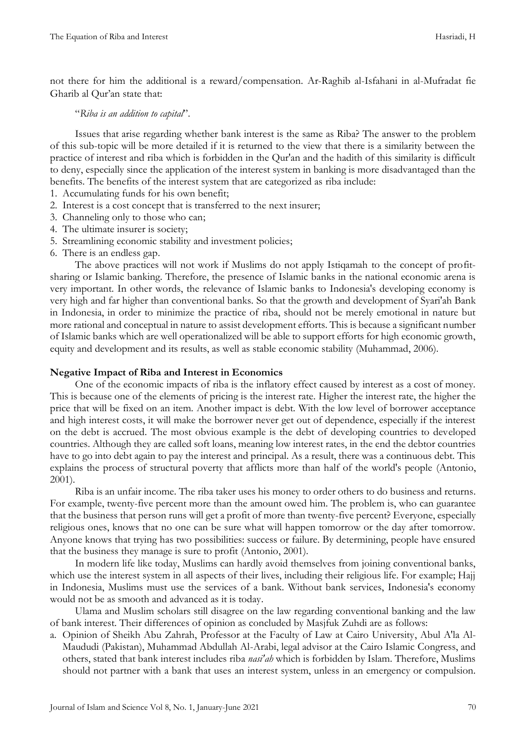not there for him the additional is a reward/compensation. Ar-Raghib al-Isfahani in al-Mufradat fie Gharib al Qur'an state that:

"*Riba is an addition to capital*".

Issues that arise regarding whether bank interest is the same as Riba? The answer to the problem of this sub-topic will be more detailed if it is returned to the view that there is a similarity between the practice of interest and riba which is forbidden in the Qur'an and the hadith of this similarity is difficult to deny, especially since the application of the interest system in banking is more disadvantaged than the benefits. The benefits of the interest system that are categorized as riba include:

1. Accumulating funds for his own benefit;
2. Interest is a cost concept that is transferred to the next insurer;
3. Channeling only to those who can;
4. The ultimate insurer is society;
5. Streamlining economic stability and investment policies;
6. There is an endless gap.

The above practices will not work if Muslims do not apply Istiqamah to the concept of profit-sharing or Islamic banking. Therefore, the presence of Islamic banks in the national economic arena is very important. In other words, the relevance of Islamic banks to Indonesia's developing economy is very high and far higher than conventional banks. So that the growth and development of Syari'ah Bank in Indonesia, in order to minimize the practice of riba, should not be merely emotional in nature but more rational and conceptual in nature to assist development efforts. This is because a significant number of Islamic banks which are well operationalized will be able to support efforts for high economic growth, equity and development and its results, as well as stable economic stability (Muhammad, 2006).

## Negative Impact of Riba and Interest in Economics

One of the economic impacts of riba is the inflatory effect caused by interest as a cost of money. This is because one of the elements of pricing is the interest rate. Higher the interest rate, the higher the price that will be fixed on an item. Another impact is debt. With the low level of borrower acceptance and high interest costs, it will make the borrower never get out of dependence, especially if the interest on the debt is accrued. The most obvious example is the debt of developing countries to developed countries. Although they are called soft loans, meaning low interest rates, in the end the debtor countries have to go into debt again to pay the interest and principal. As a result, there was a continuous debt. This explains the process of structural poverty that afflicts more than half of the world's people (Antonio, 2001).

Riba is an unfair income. The riba taker uses his money to order others to do business and returns. For example, twenty-five percent more than the amount owed him. The problem is, who can guarantee that the business that person runs will get a profit of more than twenty-five percent? Everyone, especially religious ones, knows that no one can be sure what will happen tomorrow or the day after tomorrow. Anyone knows that trying has two possibilities: success or failure. By determining, people have ensured that the business they manage is sure to profit (Antonio, 2001).

In modern life like today, Muslims can hardly avoid themselves from joining conventional banks, which use the interest system in all aspects of their lives, including their religious life. For example; Hajj in Indonesia, Muslims must use the services of a bank. Without bank services, Indonesia's economy would not be as smooth and advanced as it is today.

Ulama and Muslim scholars still disagree on the law regarding conventional banking and the law of bank interest. Their differences of opinion as concluded by Masjfuk Zuhdi are as follows:

a. Opinion of Sheikh Abu Zahrah, Professor at the Faculty of Law at Cairo University, Abul A'la Al-Maududi (Pakistan), Muhammad Abdullah Al-Arabi, legal advisor at the Cairo Islamic Congress, and others, stated that bank interest includes riba *nasi'ah* which is forbidden by Islam. Therefore, Muslims should not partner with a bank that uses an interest system, unless in an emergency or compulsion.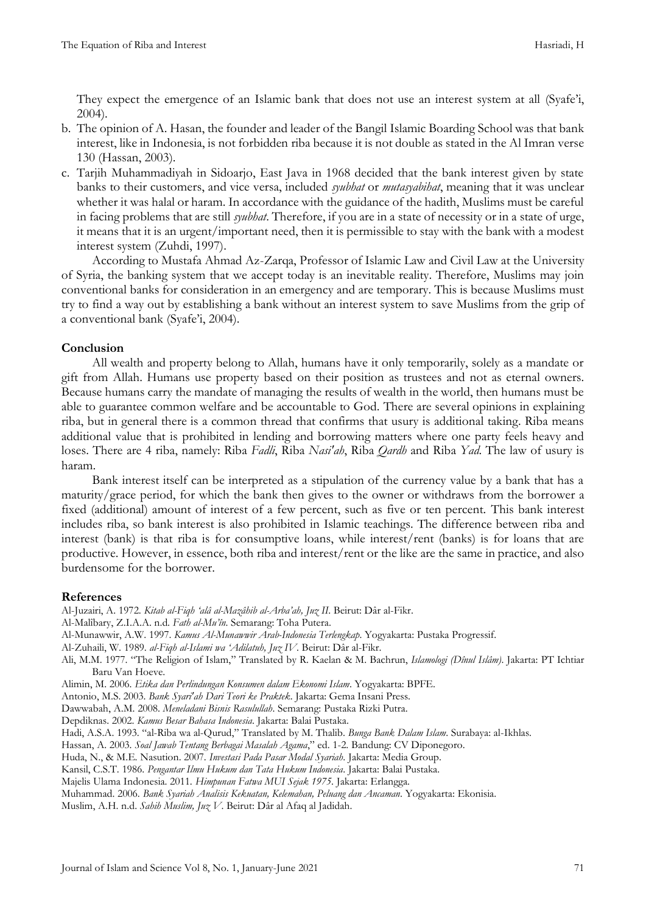They expect the emergence of an Islamic bank that does not use an interest system at all (Syafe'i, 2004).

b. The opinion of A. Hasan, the founder and leader of the Bangil Islamic Boarding School was that bank interest, like in Indonesia, is not forbidden riba because it is not double as stated in the Al Imran verse 130 (Hassan, 2003).
c. Tarjih Muhammadiyah in Sidoarjo, East Java in 1968 decided that the bank interest given by state banks to their customers, and vice versa, included *syubhat* or *mutasyabihat*, meaning that it was unclear whether it was halal or haram. In accordance with the guidance of the hadith, Muslims must be careful in facing problems that are still *syubhat*. Therefore, if you are in a state of necessity or in a state of urge, it means that it is an urgent/important need, then it is permissible to stay with the bank with a modest interest system (Zuhdi, 1997).

According to Mustafa Ahmad Az-Zarqa, Professor of Islamic Law and Civil Law at the University of Syria, the banking system that we accept today is an inevitable reality. Therefore, Muslims may join conventional banks for consideration in an emergency and are temporary. This is because Muslims must try to find a way out by establishing a bank without an interest system to save Muslims from the grip of a conventional bank (Syafe'i, 2004).

## Conclusion

All wealth and property belong to Allah, humans have it only temporarily, solely as a mandate or gift from Allah. Humans use property based on their position as trustees and not as eternal owners. Because humans carry the mandate of managing the results of wealth in the world, then humans must be able to guarantee common welfare and be accountable to God. There are several opinions in explaining riba, but in general there is a common thread that confirms that usury is additional taking. Riba means additional value that is prohibited in lending and borrowing matters where one party feels heavy and loses. There are 4 riba, namely: Riba *Fadli*, Riba *Nasi'ah*, Riba *Qardh* and Riba *Yad*. The law of usury is haram.

Bank interest itself can be interpreted as a stipulation of the currency value by a bank that has a maturity/grace period, for which the bank then gives to the owner or withdraws from the borrower a fixed (additional) amount of interest of a few percent, such as five or ten percent. This bank interest includes riba, so bank interest is also prohibited in Islamic teachings. The difference between riba and interest (bank) is that riba is for consumptive loans, while interest/rent (banks) is for loans that are productive. However, in essence, both riba and interest/rent or the like are the same in practice, and also burdensome for the borrower.

## References

Al-Juzairi, A. 1972. *Kitab al-Fiqh 'alâ al-Mazâhib al-Arba'ah, Juz II*. Beirut: Dâr al-Fikr.

Al-Malîbary, Z.I.A.A. n.d. *Fath al-Mu'în*. Semarang: Toha Putera.

Al-Munawwir, A.W. 1997. *Kamus Al-Munawwir Arab-Indonesia Terlengkap*. Yogyakarta: Pustaka Progressif.

Al-Zuhaili, W. 1989. *al-Fiqh al-Islami wa 'Adilatuh, Juz IV*. Beirut: Dâr al-Fikr.

Ali, M.M. 1977. "The Religion of Islam," Translated by R. Kaelan & M. Bachrun, *Islamologi (Dînul Islâm)*. Jakarta: PT Ichtiar Baru Van Hoeve.

Alimin, M. 2006. *Etika dan Perlindungan Konsumen dalam Ekonomi Islam*. Yogyakarta: BPFE.

Antonio, M.S. 2003. *Bank Syari'ah Dari Teori ke Praktek*. Jakarta: Gema Insani Press.

Dawwabah, A.M. 2008. *Meneladani Bisnis Rasulullah*. Semarang: Pustaka Rizki Putra.

Depdiknas. 2002. *Kamus Besar Bahasa Indonesia*. Jakarta: Balai Pustaka.

Hadi, A.S.A. 1993. "al-Riba wa al-Qurud," Translated by M. Thalib. *Bunga Bank Dalam Islam*. Surabaya: al-Ikhlas.

Hassan, A. 2003. *Soal Jawab Tentang Berbagai Masalah Agama*," ed. 1-2. Bandung: CV Diponegoro.

Huda, N., & M.E. Nasution. 2007. *Investasi Pada Pasar Modal Syariah*. Jakarta: Media Group.

Kansil, C.S.T. 1986. *Pengantar Ilmu Hukum dan Tata Hukum Indonesia*. Jakarta: Balai Pustaka.

Majelis Ulama Indonesia. 2011. *Himpunan Fatwa MUI Sejak 1975*. Jakarta: Erlangga.

Muhammad. 2006. *Bank Syariah Analisis Kekuatan, Kelemahan, Peluang dan Ancaman*. Yogyakarta: Ekonisia.

Muslim, A.H. n.d. *Sahih Muslim, Juz V*. Beirut: Dâr al Afaq al Jadidah.